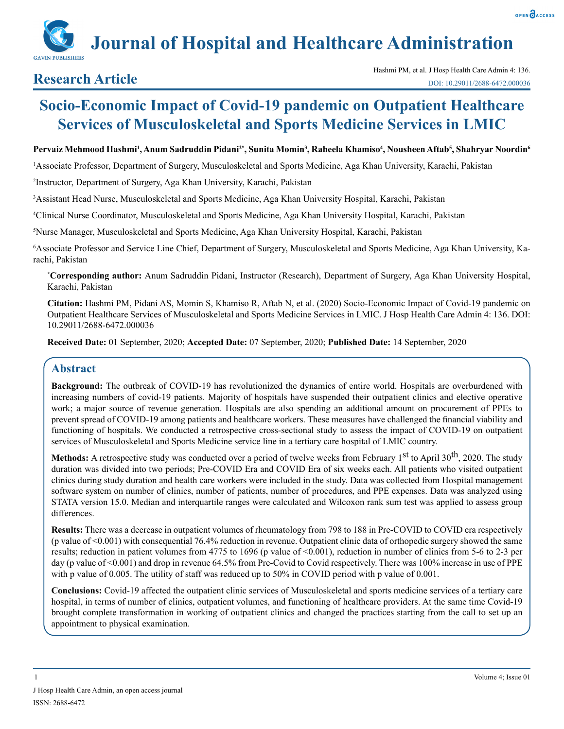Research Article

# Socio-Economic Impact of Covid-19 pandemic on Outpatient Healthcare Services of Musculoskeletal and Sports Medicine Services in LMIC

**Pervaiz Mehmood Hashmi[1], Anum Sadruddin Pidani[2*], Sunita Momin[3], Raheela Khamiso[4], Nousheen Aftab[5], Shahryar Noordin[6]**

[1]Associate Professor, Department of Surgery, Musculoskeletal and Sports Medicine, Aga Khan University, Karachi, Pakistan

[2]Instructor, Department of Surgery, Aga Khan University, Karachi, Pakistan

[3]Assistant Head Nurse, Musculoskeletal and Sports Medicine, Aga Khan University Hospital, Karachi, Pakistan

[4]Clinical Nurse Coordinator, Musculoskeletal and Sports Medicine, Aga Khan University Hospital, Karachi, Pakistan

[5]Nurse Manager, Musculoskeletal and Sports Medicine, Aga Khan University Hospital, Karachi, Pakistan

[6]Associate Professor and Service Line Chief, Department of Surgery, Musculoskeletal and Sports Medicine, Aga Khan University, Karachi, Pakistan

[*]**Corresponding author:** Anum Sadruddin Pidani, Instructor (Research), Department of Surgery, Aga Khan University Hospital, Karachi, Pakistan

**Citation:** Hashmi PM, Pidani AS, Momin S, Khamiso R, Aftab N, et al. (2020) Socio-Economic Impact of Covid-19 pandemic on Outpatient Healthcare Services of Musculoskeletal and Sports Medicine Services in LMIC. J Hosp Health Care Admin 4: 136. DOI: 10.29011/2688-6472.000036

**Received Date:** 01 September, 2020; **Accepted Date:** 07 September, 2020; **Published Date:** 14 September, 2020

## Abstract

**Background:** The outbreak of COVID-19 has revolutionized the dynamics of entire world. Hospitals are overburdened with increasing numbers of covid-19 patients. Majority of hospitals have suspended their outpatient clinics and elective operative work; a major source of revenue generation. Hospitals are also spending an additional amount on procurement of PPEs to prevent spread of COVID-19 among patients and healthcare workers. These measures have challenged the financial viability and functioning of hospitals. We conducted a retrospective cross-sectional study to assess the impact of COVID-19 on outpatient services of Musculoskeletal and Sports Medicine service line in a tertiary care hospital of LMIC country.

**Methods:** A retrospective study was conducted over a period of twelve weeks from February 1st to April 30th, 2020. The study duration was divided into two periods; Pre-COVID Era and COVID Era of six weeks each. All patients who visited outpatient clinics during study duration and health care workers were included in the study. Data was collected from Hospital management software system on number of clinics, number of patients, number of procedures, and PPE expenses. Data was analyzed using STATA version 15.0. Median and interquartile ranges were calculated and Wilcoxon rank sum test was applied to assess group differences.

**Results:** There was a decrease in outpatient volumes of rheumatology from 798 to 188 in Pre-COVID to COVID era respectively (p value of <0.001) with consequential 76.4% reduction in revenue. Outpatient clinic data of orthopedic surgery showed the same results; reduction in patient volumes from 4775 to 1696 (p value of <0.001), reduction in number of clinics from 5-6 to 2-3 per day (p value of <0.001) and drop in revenue 64.5% from Pre-Covid to Covid respectively. There was 100% increase in use of PPE with p value of 0.005. The utility of staff was reduced up to 50% in COVID period with p value of 0.001.

**Conclusions:** Covid-19 affected the outpatient clinic services of Musculoskeletal and sports medicine services of a tertiary care hospital, in terms of number of clinics, outpatient volumes, and functioning of healthcare providers. At the same time Covid-19 brought complete transformation in working of outpatient clinics and changed the practices starting from the call to set up an appointment to physical examination.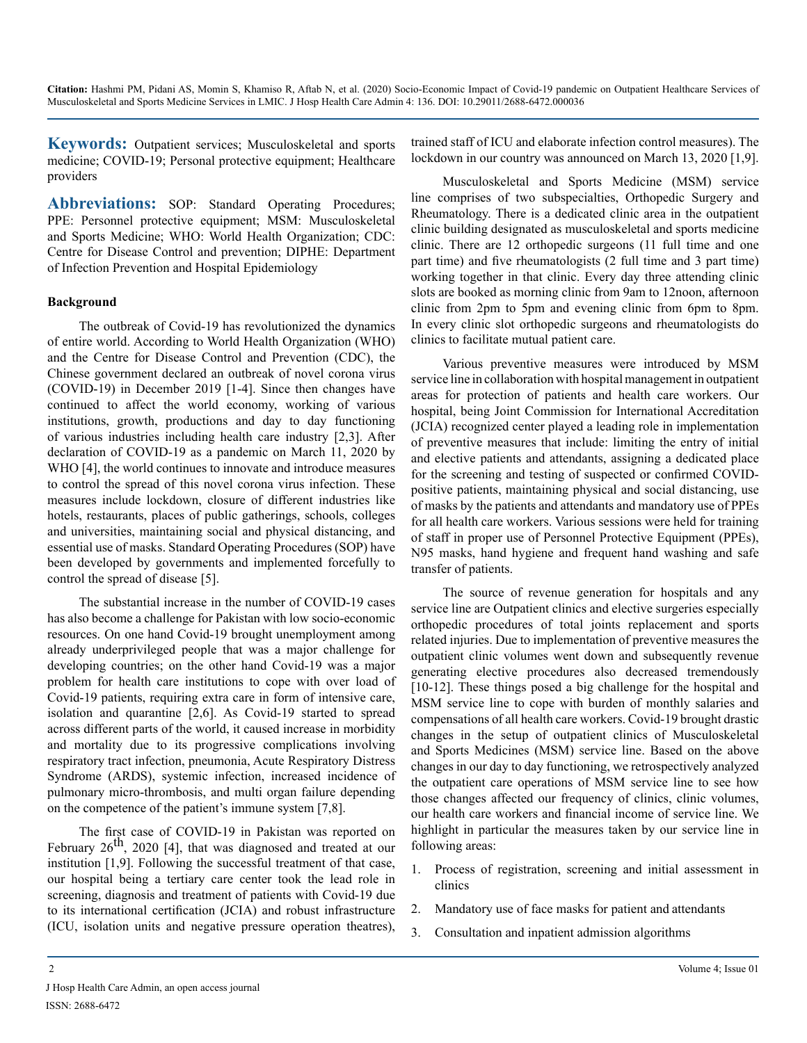**Keywords:** Outpatient services; Musculoskeletal and sports medicine; COVID-19; Personal protective equipment; Healthcare providers

**Abbreviations:** SOP: Standard Operating Procedures; PPE: Personnel protective equipment; MSM: Musculoskeletal and Sports Medicine; WHO: World Health Organization; CDC: Centre for Disease Control and prevention; DIPHE: Department of Infection Prevention and Hospital Epidemiology

## Background

The outbreak of Covid-19 has revolutionized the dynamics of entire world. According to World Health Organization (WHO) and the Centre for Disease Control and Prevention (CDC), the Chinese government declared an outbreak of novel corona virus (COVID-19) in December 2019 [1-4]. Since then changes have continued to affect the world economy, working of various institutions, growth, productions and day to day functioning of various industries including health care industry [2,3]. After declaration of COVID-19 as a pandemic on March 11, 2020 by WHO [4], the world continues to innovate and introduce measures to control the spread of this novel corona virus infection. These measures include lockdown, closure of different industries like hotels, restaurants, places of public gatherings, schools, colleges and universities, maintaining social and physical distancing, and essential use of masks. Standard Operating Procedures (SOP) have been developed by governments and implemented forcefully to control the spread of disease [5].

The substantial increase in the number of COVID-19 cases has also become a challenge for Pakistan with low socio-economic resources. On one hand Covid-19 brought unemployment among already underprivileged people that was a major challenge for developing countries; on the other hand Covid-19 was a major problem for health care institutions to cope with over load of Covid-19 patients, requiring extra care in form of intensive care, isolation and quarantine [2,6]. As Covid-19 started to spread across different parts of the world, it caused increase in morbidity and mortality due to its progressive complications involving respiratory tract infection, pneumonia, Acute Respiratory Distress Syndrome (ARDS), systemic infection, increased incidence of pulmonary micro-thrombosis, and multi organ failure depending on the competence of the patient's immune system [7,8].

The first case of COVID-19 in Pakistan was reported on February 26th, 2020 [4], that was diagnosed and treated at our institution [1,9]. Following the successful treatment of that case, our hospital being a tertiary care center took the lead role in screening, diagnosis and treatment of patients with Covid-19 due to its international certification (JCIA) and robust infrastructure (ICU, isolation units and negative pressure operation theatres), trained staff of ICU and elaborate infection control measures). The lockdown in our country was announced on March 13, 2020 [1,9].

Musculoskeletal and Sports Medicine (MSM) service line comprises of two subspecialties, Orthopedic Surgery and Rheumatology. There is a dedicated clinic area in the outpatient clinic building designated as musculoskeletal and sports medicine clinic. There are 12 orthopedic surgeons (11 full time and one part time) and five rheumatologists (2 full time and 3 part time) working together in that clinic. Every day three attending clinic slots are booked as morning clinic from 9am to 12noon, afternoon clinic from 2pm to 5pm and evening clinic from 6pm to 8pm. In every clinic slot orthopedic surgeons and rheumatologists do clinics to facilitate mutual patient care.

Various preventive measures were introduced by MSM service line in collaboration with hospital management in outpatient areas for protection of patients and health care workers. Our hospital, being Joint Commission for International Accreditation (JCIA) recognized center played a leading role in implementation of preventive measures that include: limiting the entry of initial and elective patients and attendants, assigning a dedicated place for the screening and testing of suspected or confirmed COVID-positive patients, maintaining physical and social distancing, use of masks by the patients and attendants and mandatory use of PPEs for all health care workers. Various sessions were held for training of staff in proper use of Personnel Protective Equipment (PPEs), N95 masks, hand hygiene and frequent hand washing and safe transfer of patients.

The source of revenue generation for hospitals and any service line are Outpatient clinics and elective surgeries especially orthopedic procedures of total joints replacement and sports related injuries. Due to implementation of preventive measures the outpatient clinic volumes went down and subsequently revenue generating elective procedures also decreased tremendously [10-12]. These things posed a big challenge for the hospital and MSM service line to cope with burden of monthly salaries and compensations of all health care workers. Covid-19 brought drastic changes in the setup of outpatient clinics of Musculoskeletal and Sports Medicines (MSM) service line. Based on the above changes in our day to day functioning, we retrospectively analyzed the outpatient care operations of MSM service line to see how those changes affected our frequency of clinics, clinic volumes, our health care workers and financial income of service line. We highlight in particular the measures taken by our service line in following areas:

1. Process of registration, screening and initial assessment in clinics
2. Mandatory use of face masks for patient and attendants
3. Consultation and inpatient admission algorithms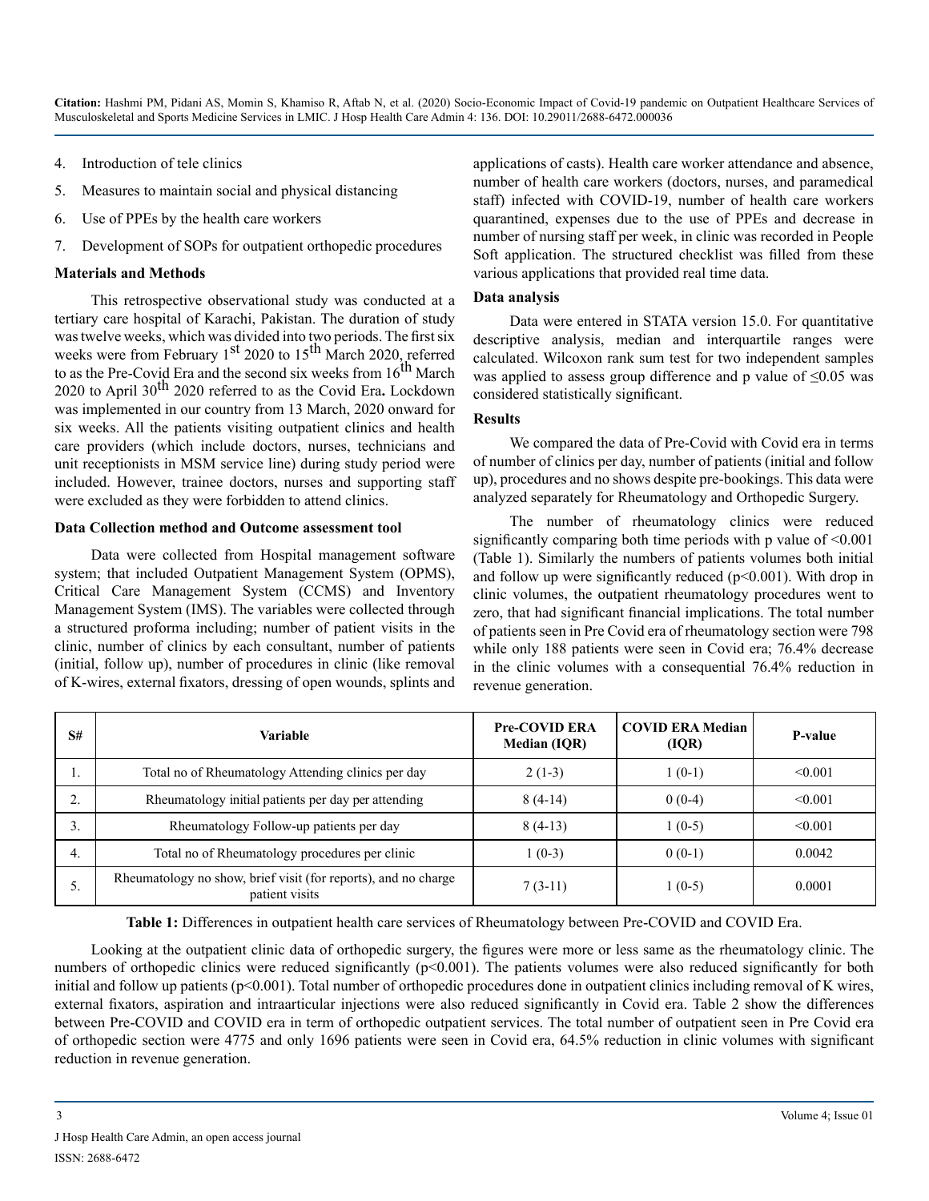4. Introduction of tele clinics
5. Measures to maintain social and physical distancing
6. Use of PPEs by the health care workers
7. Development of SOPs for outpatient orthopedic procedures

## Materials and Methods

This retrospective observational study was conducted at a tertiary care hospital of Karachi, Pakistan. The duration of study was twelve weeks, which was divided into two periods. The first six weeks were from February 1st 2020 to 15th March 2020, referred to as the Pre-Covid Era and the second six weeks from 16th March 2020 to April 30th 2020 referred to as the Covid Era**.** Lockdown was implemented in our country from 13 March, 2020 onward for six weeks. All the patients visiting outpatient clinics and health care providers (which include doctors, nurses, technicians and unit receptionists in MSM service line) during study period were included. However, trainee doctors, nurses and supporting staff were excluded as they were forbidden to attend clinics.

## Data Collection method and Outcome assessment tool

Data were collected from Hospital management software system; that included Outpatient Management System (OPMS), Critical Care Management System (CCMS) and Inventory Management System (IMS). The variables were collected through a structured proforma including; number of patient visits in the clinic, number of clinics by each consultant, number of patients (initial, follow up), number of procedures in clinic (like removal of K-wires, external fixators, dressing of open wounds, splints and applications of casts). Health care worker attendance and absence, number of health care workers (doctors, nurses, and paramedical staff) infected with COVID-19, number of health care workers quarantined, expenses due to the use of PPEs and decrease in number of nursing staff per week, in clinic was recorded in People Soft application. The structured checklist was filled from these various applications that provided real time data.

## Data analysis

Data were entered in STATA version 15.0. For quantitative descriptive analysis, median and interquartile ranges were calculated. Wilcoxon rank sum test for two independent samples was applied to assess group difference and p value of ≤0.05 was considered statistically significant.

## Results

We compared the data of Pre-Covid with Covid era in terms of number of clinics per day, number of patients (initial and follow up), procedures and no shows despite pre-bookings. This data were analyzed separately for Rheumatology and Orthopedic Surgery.

The number of rheumatology clinics were reduced significantly comparing both time periods with p value of <0.001 (Table 1). Similarly the numbers of patients volumes both initial and follow up were significantly reduced (p<0.001). With drop in clinic volumes, the outpatient rheumatology procedures went to zero, that had significant financial implications. The total number of patients seen in Pre Covid era of rheumatology section were 798 while only 188 patients were seen in Covid era; 76.4% decrease in the clinic volumes with a consequential 76.4% reduction in revenue generation.

| S# | Variable | Pre-COVID ERA Median (IQR) | COVID ERA Median (IQR) | P-value |
|---|---|---|---|---|
| 1. | Total no of Rheumatology Attending clinics per day | 2 (1-3) | 1 (0-1) | <0.001 |
| 2. | Rheumatology initial patients per day per attending | 8 (4-14) | 0 (0-4) | <0.001 |
| 3. | Rheumatology Follow-up patients per day | 8 (4-13) | 1 (0-5) | <0.001 |
| 4. | Total no of Rheumatology procedures per clinic | 1 (0-3) | 0 (0-1) | 0.0042 |
| 5. | Rheumatology no show, brief visit (for reports), and no charge patient visits | 7 (3-11) | 1 (0-5) | 0.0001 |

**Table 1:** Differences in outpatient health care services of Rheumatology between Pre-COVID and COVID Era.

Looking at the outpatient clinic data of orthopedic surgery, the figures were more or less same as the rheumatology clinic. The numbers of orthopedic clinics were reduced significantly (p<0.001). The patients volumes were also reduced significantly for both initial and follow up patients (p<0.001). Total number of orthopedic procedures done in outpatient clinics including removal of K wires, external fixators, aspiration and intraarticular injections were also reduced significantly in Covid era. Table 2 show the differences between Pre-COVID and COVID era in term of orthopedic outpatient services. The total number of outpatient seen in Pre Covid era of orthopedic section were 4775 and only 1696 patients were seen in Covid era, 64.5% reduction in clinic volumes with significant reduction in revenue generation.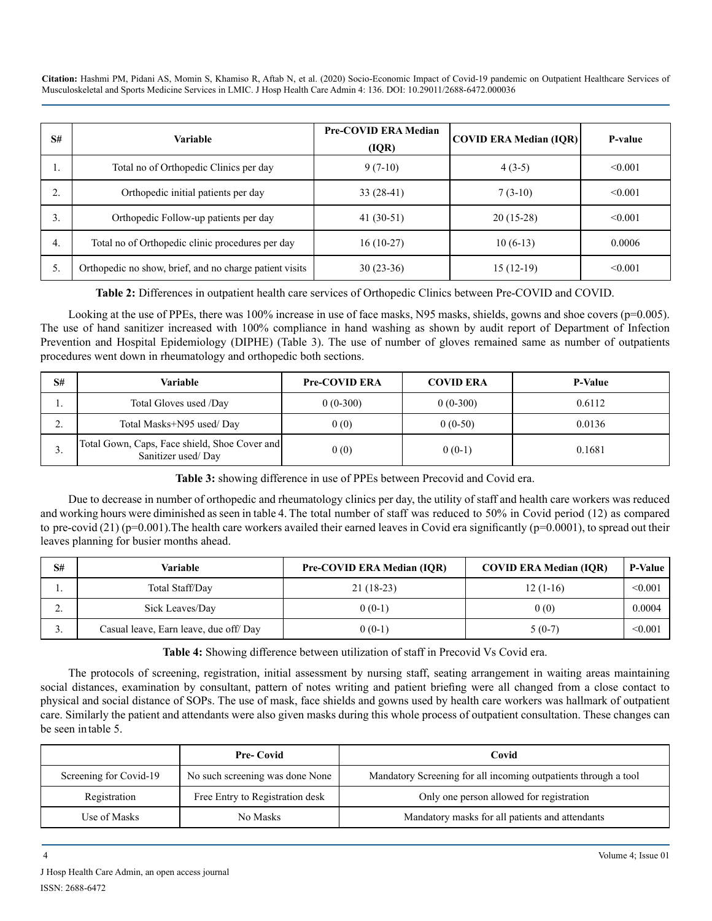| S# | Variable | Pre-COVID ERA Median (IQR) | COVID ERA Median (IQR) | P-value |
|---|---|---|---|---|
| 1. | Total no of Orthopedic Clinics per day | 9 (7-10) | 4 (3-5) | <0.001 |
| 2. | Orthopedic initial patients per day | 33 (28-41) | 7 (3-10) | <0.001 |
| 3. | Orthopedic Follow-up patients per day | 41 (30-51) | 20 (15-28) | <0.001 |
| 4. | Total no of Orthopedic clinic procedures per day | 16 (10-27) | 10 (6-13) | 0.0006 |
| 5. | Orthopedic no show, brief, and no charge patient visits | 30 (23-36) | 15 (12-19) | <0.001 |

**Table 2:** Differences in outpatient health care services of Orthopedic Clinics between Pre-COVID and COVID.

Looking at the use of PPEs, there was 100% increase in use of face masks, N95 masks, shields, gowns and shoe covers (p=0.005). The use of hand sanitizer increased with 100% compliance in hand washing as shown by audit report of Department of Infection Prevention and Hospital Epidemiology (DIPHE) (Table 3). The use of number of gloves remained same as number of outpatients procedures went down in rheumatology and orthopedic both sections.

| S# | Variable | Pre-COVID ERA | COVID ERA | P-Value |
|---|---|---|---|---|
| 1. | Total Gloves used /Day | 0 (0-300) | 0 (0-300) | 0.6112 |
| 2. | Total Masks+N95 used/ Day | 0 (0) | 0 (0-50) | 0.0136 |
| 3. | Total Gown, Caps, Face shield, Shoe Cover and Sanitizer used/ Day | 0 (0) | 0 (0-1) | 0.1681 |

**Table 3:** showing difference in use of PPEs between Precovid and Covid era.

Due to decrease in number of orthopedic and rheumatology clinics per day, the utility of staff and health care workers was reduced and working hours were diminished as seen in table 4. The total number of staff was reduced to 50% in Covid period (12) as compared to pre-covid (21) (p=0.001).The health care workers availed their earned leaves in Covid era significantly (p=0.0001), to spread out their leaves planning for busier months ahead.

| S# | Variable | Pre-COVID ERA Median (IQR) | COVID ERA Median (IQR) | P-Value |
|---|---|---|---|---|
| 1. | Total Staff/Day | 21 (18-23) | 12 (1-16) | <0.001 |
| 2. | Sick Leaves/Day | 0 (0-1) | 0 (0) | 0.0004 |
| 3. | Casual leave, Earn leave, due off/ Day | 0 (0-1) | 5 (0-7) | <0.001 |

**Table 4:** Showing difference between utilization of staff in Precovid Vs Covid era.

The protocols of screening, registration, initial assessment by nursing staff, seating arrangement in waiting areas maintaining social distances, examination by consultant, pattern of notes writing and patient briefing were all changed from a close contact to physical and social distance of SOPs. The use of mask, face shields and gowns used by health care workers was hallmark of outpatient care. Similarly the patient and attendants were also given masks during this whole process of outpatient consultation. These changes can be seen in table 5.

| | Pre- Covid | Covid |
|---|---|---|
| Screening for Covid-19 | No such screening was done None | Mandatory Screening for all incoming outpatients through a tool |
| Registration | Free Entry to Registration desk | Only one person allowed for registration |
| Use of Masks | No Masks | Mandatory masks for all patients and attendants |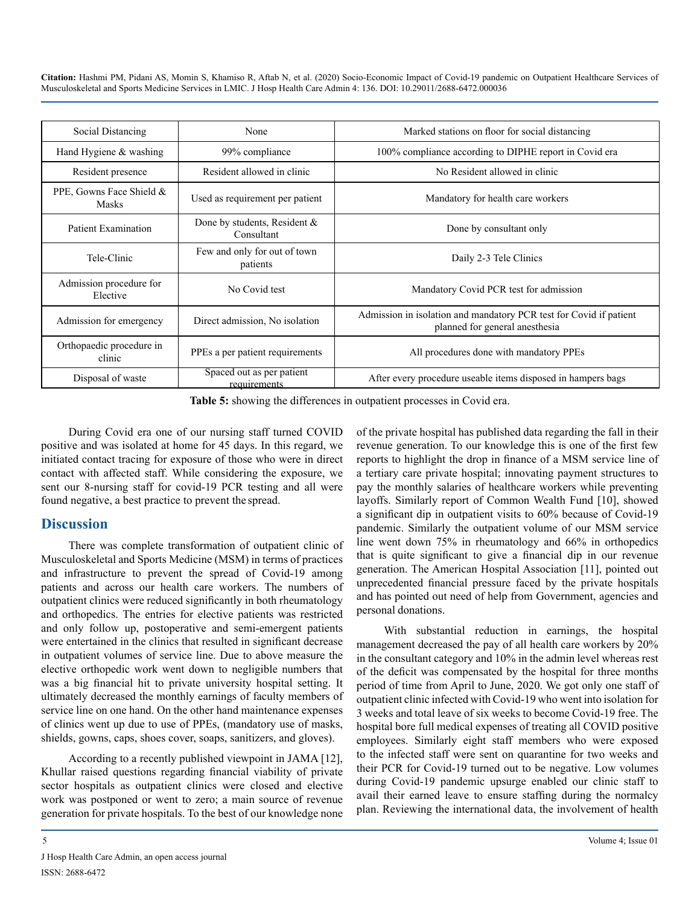| Social Distancing | None | Marked stations on floor for social distancing |
|---|---|---|
| Hand Hygiene & washing | 99% compliance | 100% compliance according to DIPHE report in Covid era |
| Resident presence | Resident allowed in clinic | No Resident allowed in clinic |
| PPE, Gowns Face Shield & Masks | Used as requirement per patient | Mandatory for health care workers |
| Patient Examination | Done by students, Resident & Consultant | Done by consultant only |
| Tele-Clinic | Few and only for out of town patients | Daily 2-3 Tele Clinics |
| Admission procedure for Elective | No Covid test | Mandatory Covid PCR test for admission |
| Admission for emergency | Direct admission, No isolation | Admission in isolation and mandatory PCR test for Covid if patient planned for general anesthesia |
| Orthopaedic procedure in clinic | PPEs a per patient requirements | All procedures done with mandatory PPEs |
| Disposal of waste | Spaced out as per patient requirements | After every procedure useable items disposed in hampers bags |

**Table 5:** showing the differences in outpatient processes in Covid era.

During Covid era one of our nursing staff turned COVID positive and was isolated at home for 45 days. In this regard, we initiated contact tracing for exposure of those who were in direct contact with affected staff. While considering the exposure, we sent our 8-nursing staff for covid-19 PCR testing and all were found negative, a best practice to prevent the spread.

## Discussion

There was complete transformation of outpatient clinic of Musculoskeletal and Sports Medicine (MSM) in terms of practices and infrastructure to prevent the spread of Covid-19 among patients and across our health care workers. The numbers of outpatient clinics were reduced significantly in both rheumatology and orthopedics. The entries for elective patients was restricted and only follow up, postoperative and semi-emergent patients were entertained in the clinics that resulted in significant decrease in outpatient volumes of service line. Due to above measure the elective orthopedic work went down to negligible numbers that was a big financial hit to private university hospital setting. It ultimately decreased the monthly earnings of faculty members of service line on one hand. On the other hand maintenance expenses of clinics went up due to use of PPEs, (mandatory use of masks, shields, gowns, caps, shoes cover, soaps, sanitizers, and gloves).

According to a recently published viewpoint in JAMA [12], Khullar raised questions regarding financial viability of private sector hospitals as outpatient clinics were closed and elective work was postponed or went to zero; a main source of revenue generation for private hospitals. To the best of our knowledge none of the private hospital has published data regarding the fall in their revenue generation. To our knowledge this is one of the first few reports to highlight the drop in finance of a MSM service line of a tertiary care private hospital; innovating payment structures to pay the monthly salaries of healthcare workers while preventing layoffs. Similarly report of Common Wealth Fund [10], showed a significant dip in outpatient visits to 60% because of Covid-19 pandemic. Similarly the outpatient volume of our MSM service line went down 75% in rheumatology and 66% in orthopedics that is quite significant to give a financial dip in our revenue generation. The American Hospital Association [11], pointed out unprecedented financial pressure faced by the private hospitals and has pointed out need of help from Government, agencies and personal donations.

With substantial reduction in earnings, the hospital management decreased the pay of all health care workers by 20% in the consultant category and 10% in the admin level whereas rest of the deficit was compensated by the hospital for three months period of time from April to June, 2020. We got only one staff of outpatient clinic infected with Covid-19 who went into isolation for 3 weeks and total leave of six weeks to become Covid-19 free. The hospital bore full medical expenses of treating all COVID positive employees. Similarly eight staff members who were exposed to the infected staff were sent on quarantine for two weeks and their PCR for Covid-19 turned out to be negative. Low volumes during Covid-19 pandemic upsurge enabled our clinic staff to avail their earned leave to ensure staffing during the normalcy plan. Reviewing the international data, the involvement of health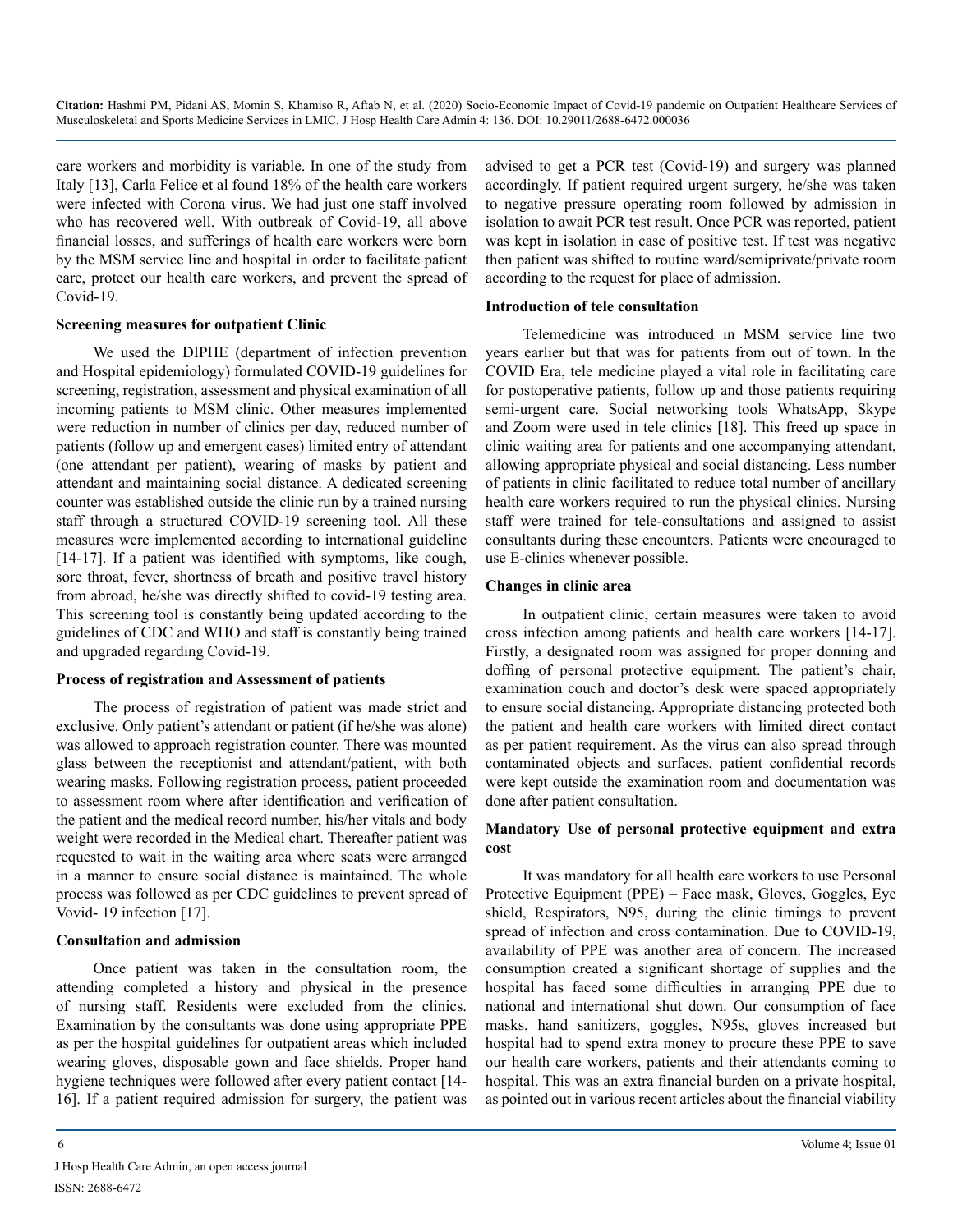care workers and morbidity is variable. In one of the study from Italy [13], Carla Felice et al found 18% of the health care workers were infected with Corona virus. We had just one staff involved who has recovered well. With outbreak of Covid-19, all above financial losses, and sufferings of health care workers were born by the MSM service line and hospital in order to facilitate patient care, protect our health care workers, and prevent the spread of Covid-19.

**Screening measures for outpatient Clinic**

We used the DIPHE (department of infection prevention and Hospital epidemiology) formulated COVID-19 guidelines for screening, registration, assessment and physical examination of all incoming patients to MSM clinic. Other measures implemented were reduction in number of clinics per day, reduced number of patients (follow up and emergent cases) limited entry of attendant (one attendant per patient), wearing of masks by patient and attendant and maintaining social distance. A dedicated screening counter was established outside the clinic run by a trained nursing staff through a structured COVID-19 screening tool. All these measures were implemented according to international guideline [14-17]. If a patient was identified with symptoms, like cough, sore throat, fever, shortness of breath and positive travel history from abroad, he/she was directly shifted to covid-19 testing area. This screening tool is constantly being updated according to the guidelines of CDC and WHO and staff is constantly being trained and upgraded regarding Covid-19.

**Process of registration and Assessment of patients**

The process of registration of patient was made strict and exclusive. Only patient's attendant or patient (if he/she was alone) was allowed to approach registration counter. There was mounted glass between the receptionist and attendant/patient, with both wearing masks. Following registration process, patient proceeded to assessment room where after identification and verification of the patient and the medical record number, his/her vitals and body weight were recorded in the Medical chart. Thereafter patient was requested to wait in the waiting area where seats were arranged in a manner to ensure social distance is maintained. The whole process was followed as per CDC guidelines to prevent spread of Vovid- 19 infection [17].

**Consultation and admission**

Once patient was taken in the consultation room, the attending completed a history and physical in the presence of nursing staff. Residents were excluded from the clinics. Examination by the consultants was done using appropriate PPE as per the hospital guidelines for outpatient areas which included wearing gloves, disposable gown and face shields. Proper hand hygiene techniques were followed after every patient contact [14-16]. If a patient required admission for surgery, the patient was advised to get a PCR test (Covid-19) and surgery was planned accordingly. If patient required urgent surgery, he/she was taken to negative pressure operating room followed by admission in isolation to await PCR test result. Once PCR was reported, patient was kept in isolation in case of positive test. If test was negative then patient was shifted to routine ward/semiprivate/private room according to the request for place of admission.

**Introduction of tele consultation**

Telemedicine was introduced in MSM service line two years earlier but that was for patients from out of town. In the COVID Era, tele medicine played a vital role in facilitating care for postoperative patients, follow up and those patients requiring semi-urgent care. Social networking tools WhatsApp, Skype and Zoom were used in tele clinics [18]. This freed up space in clinic waiting area for patients and one accompanying attendant, allowing appropriate physical and social distancing. Less number of patients in clinic facilitated to reduce total number of ancillary health care workers required to run the physical clinics. Nursing staff were trained for tele-consultations and assigned to assist consultants during these encounters. Patients were encouraged to use E-clinics whenever possible.

**Changes in clinic area**

In outpatient clinic, certain measures were taken to avoid cross infection among patients and health care workers [14-17]. Firstly, a designated room was assigned for proper donning and doffing of personal protective equipment. The patient's chair, examination couch and doctor's desk were spaced appropriately to ensure social distancing. Appropriate distancing protected both the patient and health care workers with limited direct contact as per patient requirement. As the virus can also spread through contaminated objects and surfaces, patient confidential records were kept outside the examination room and documentation was done after patient consultation.

**Mandatory Use of personal protective equipment and extra cost**

It was mandatory for all health care workers to use Personal Protective Equipment (PPE) – Face mask, Gloves, Goggles, Eye shield, Respirators, N95, during the clinic timings to prevent spread of infection and cross contamination. Due to COVID-19, availability of PPE was another area of concern. The increased consumption created a significant shortage of supplies and the hospital has faced some difficulties in arranging PPE due to national and international shut down. Our consumption of face masks, hand sanitizers, goggles, N95s, gloves increased but hospital had to spend extra money to procure these PPE to save our health care workers, patients and their attendants coming to hospital. This was an extra financial burden on a private hospital, as pointed out in various recent articles about the financial viability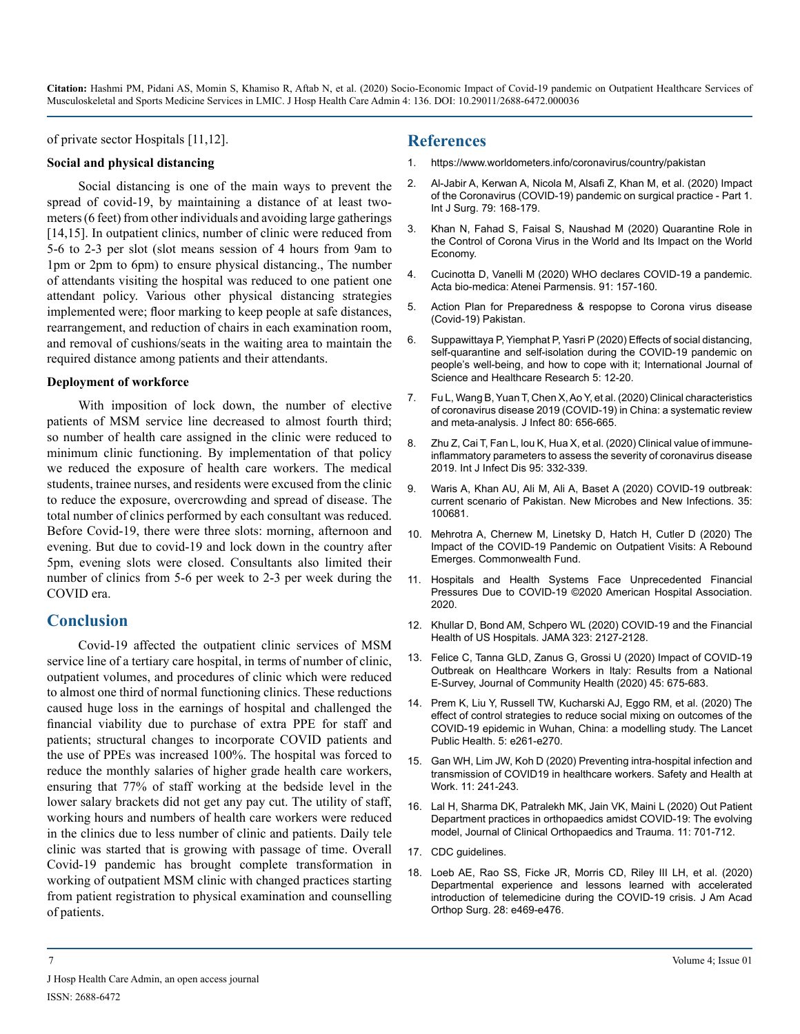of private sector Hospitals [11,12].

**Social and physical distancing**

Social distancing is one of the main ways to prevent the spread of covid-19, by maintaining a distance of at least two-meters (6 feet) from other individuals and avoiding large gatherings [14,15]. In outpatient clinics, number of clinic were reduced from 5-6 to 2-3 per slot (slot means session of 4 hours from 9am to 1pm or 2pm to 6pm) to ensure physical distancing., The number of attendants visiting the hospital was reduced to one patient one attendant policy. Various other physical distancing strategies implemented were; floor marking to keep people at safe distances, rearrangement, and reduction of chairs in each examination room, and removal of cushions/seats in the waiting area to maintain the required distance among patients and their attendants.

**Deployment of workforce**

With imposition of lock down, the number of elective patients of MSM service line decreased to almost fourth third; so number of health care assigned in the clinic were reduced to minimum clinic functioning. By implementation of that policy we reduced the exposure of health care workers. The medical students, trainee nurses, and residents were excused from the clinic to reduce the exposure, overcrowding and spread of disease. The total number of clinics performed by each consultant was reduced. Before Covid-19, there were three slots: morning, afternoon and evening. But due to covid-19 and lock down in the country after 5pm, evening slots were closed. Consultants also limited their number of clinics from 5-6 per week to 2-3 per week during the COVID era.

## Conclusion

Covid-19 affected the outpatient clinic services of MSM service line of a tertiary care hospital, in terms of number of clinic, outpatient volumes, and procedures of clinic which were reduced to almost one third of normal functioning clinics. These reductions caused huge loss in the earnings of hospital and challenged the financial viability due to purchase of extra PPE for staff and patients; structural changes to incorporate COVID patients and the use of PPEs was increased 100%. The hospital was forced to reduce the monthly salaries of higher grade health care workers, ensuring that 77% of staff working at the bedside level in the lower salary brackets did not get any pay cut. The utility of staff, working hours and numbers of health care workers were reduced in the clinics due to less number of clinic and patients. Daily tele clinic was started that is growing with passage of time. Overall Covid-19 pandemic has brought complete transformation in working of outpatient MSM clinic with changed practices starting from patient registration to physical examination and counselling of patients.

## References

1. https://www.worldometers.info/coronavirus/country/pakistan
2. Al-Jabir A, Kerwan A, Nicola M, Alsafi Z, Khan M, et al. (2020) Impact of the Coronavirus (COVID-19) pandemic on surgical practice - Part 1. Int J Surg. 79: 168-179.
3. Khan N, Fahad S, Faisal S, Naushad M (2020) Quarantine Role in the Control of Corona Virus in the World and Its Impact on the World Economy.
4. Cucinotta D, Vanelli M (2020) WHO declares COVID-19 a pandemic. Acta bio-medica: Atenei Parmensis. 91: 157-160.
5. Action Plan for Preparedness & respopse to Corona virus disease (Covid-19) Pakistan.
6. Suppawittaya P, Yiemphat P, Yasri P (2020) Effects of social distancing, self-quarantine and self-isolation during the COVID-19 pandemic on people's well-being, and how to cope with it; International Journal of Science and Healthcare Research 5: 12-20.
7. Fu L, Wang B, Yuan T, Chen X, Ao Y, et al. (2020) Clinical characteristics of coronavirus disease 2019 (COVID-19) in China: a systematic review and meta-analysis. J Infect 80: 656-665.
8. Zhu Z, Cai T, Fan L, lou K, Hua X, et al. (2020) Clinical value of immune-inflammatory parameters to assess the severity of coronavirus disease 2019. Int J Infect Dis 95: 332-339.
9. Waris A, Khan AU, Ali M, Ali A, Baset A (2020) COVID-19 outbreak: current scenario of Pakistan. New Microbes and New Infections. 35: 100681.
10. Mehrotra A, Chernew M, Linetsky D, Hatch H, Cutler D (2020) The Impact of the COVID-19 Pandemic on Outpatient Visits: A Rebound Emerges. Commonwealth Fund.
11. Hospitals and Health Systems Face Unprecedented Financial Pressures Due to COVID-19 ©2020 American Hospital Association. 2020.
12. Khullar D, Bond AM, Schpero WL (2020) COVID-19 and the Financial Health of US Hospitals. JAMA 323: 2127-2128.
13. Felice C, Tanna GLD, Zanus G, Grossi U (2020) Impact of COVID-19 Outbreak on Healthcare Workers in Italy: Results from a National E-Survey, Journal of Community Health (2020) 45: 675-683.
14. Prem K, Liu Y, Russell TW, Kucharski AJ, Eggo RM, et al. (2020) The effect of control strategies to reduce social mixing on outcomes of the COVID-19 epidemic in Wuhan, China: a modelling study. The Lancet Public Health. 5: e261-e270.
15. Gan WH, Lim JW, Koh D (2020) Preventing intra-hospital infection and transmission of COVID19 in healthcare workers. Safety and Health at Work. 11: 241-243.
16. Lal H, Sharma DK, Patralekh MK, Jain VK, Maini L (2020) Out Patient Department practices in orthopaedics amidst COVID-19: The evolving model, Journal of Clinical Orthopaedics and Trauma. 11: 701-712.
17. CDC guidelines.
18. Loeb AE, Rao SS, Ficke JR, Morris CD, Riley III LH, et al. (2020) Departmental experience and lessons learned with accelerated introduction of telemedicine during the COVID-19 crisis. J Am Acad Orthop Surg. 28: e469-e476.